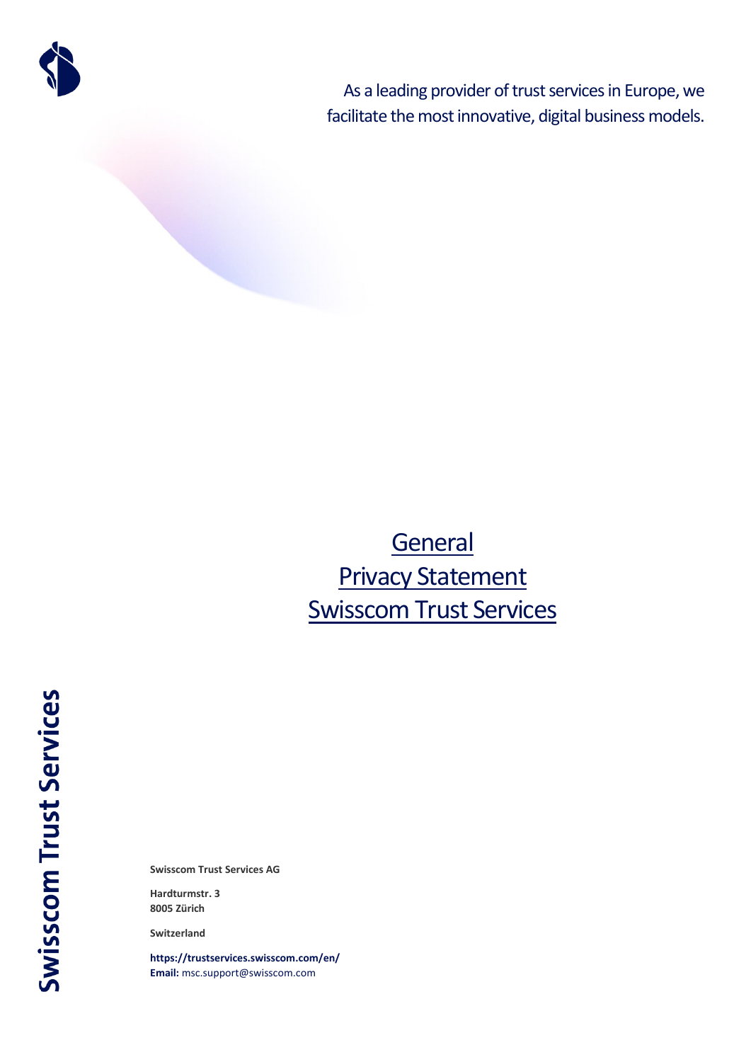As a leading provider of trust services in Europe, we facilitate the most innovative, digital business models.

# General Privacy Statement Swisscom Trust Services

Swisscom Trust Services

**Swisscom Trust Services AG**

**Hardturmstr. 3**
**8005 Zürich**

**Switzerland**

**https://trustservices.swisscom.com/en/**
**Email:** msc.support@swisscom.com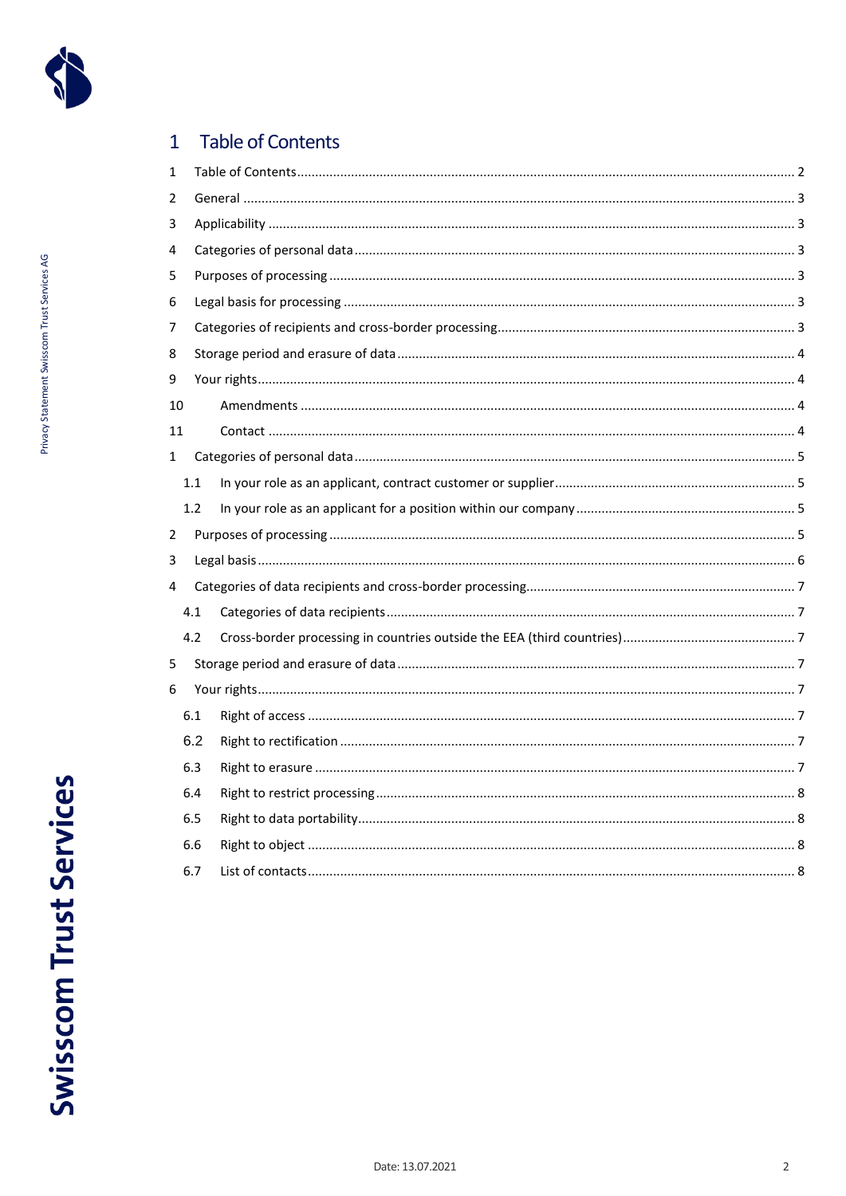# 1 Table of Contents

1 Table of Contents ..... 2
2 General ..... 3
3 Applicability ..... 3
4 Categories of personal data ..... 3
5 Purposes of processing ..... 3
6 Legal basis for processing ..... 3
7 Categories of recipients and cross-border processing ..... 3
8 Storage period and erasure of data ..... 4
9 Your rights ..... 4
10 Amendments ..... 4
11 Contact ..... 4
1 Categories of personal data ..... 5
  1.1 In your role as an applicant, contract customer or supplier ..... 5
  1.2 In your role as an applicant for a position within our company ..... 5
2 Purposes of processing ..... 5
3 Legal basis ..... 6
4 Categories of data recipients and cross-border processing ..... 7
  4.1 Categories of data recipients ..... 7
  4.2 Cross-border processing in countries outside the EEA (third countries) ..... 7
5 Storage period and erasure of data ..... 7
6 Your rights ..... 7
  6.1 Right of access ..... 7
  6.2 Right to rectification ..... 7
  6.3 Right to erasure ..... 7
  6.4 Right to restrict processing ..... 8
  6.5 Right to data portability ..... 8
  6.6 Right to object ..... 8
  6.7 List of contacts ..... 8

Date: 13.07.2021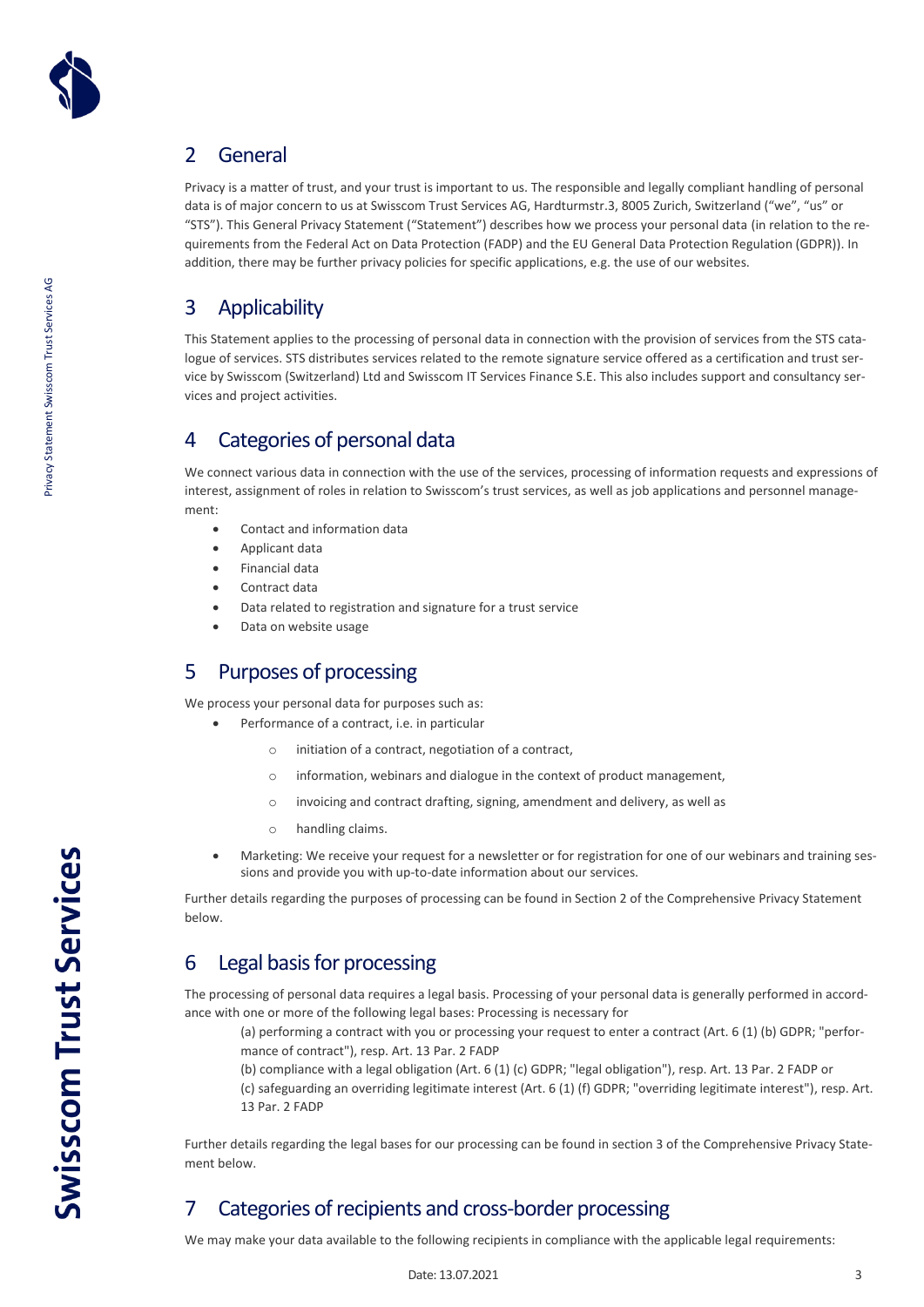## 2 General

Privacy is a matter of trust, and your trust is important to us. The responsible and legally compliant handling of personal data is of major concern to us at Swisscom Trust Services AG, Hardturmstr.3, 8005 Zurich, Switzerland ("we", "us" or "STS"). This General Privacy Statement ("Statement") describes how we process your personal data (in relation to the requirements from the Federal Act on Data Protection (FADP) and the EU General Data Protection Regulation (GDPR)). In addition, there may be further privacy policies for specific applications, e.g. the use of our websites.

## 3 Applicability

This Statement applies to the processing of personal data in connection with the provision of services from the STS catalogue of services. STS distributes services related to the remote signature service offered as a certification and trust service by Swisscom (Switzerland) Ltd and Swisscom IT Services Finance S.E. This also includes support and consultancy services and project activities.

## 4 Categories of personal data

We connect various data in connection with the use of the services, processing of information requests and expressions of interest, assignment of roles in relation to Swisscom's trust services, as well as job applications and personnel management:

- Contact and information data
- Applicant data
- Financial data
- Contract data
- Data related to registration and signature for a trust service
- Data on website usage

## 5 Purposes of processing

We process your personal data for purposes such as:

- Performance of a contract, i.e. in particular
  - initiation of a contract, negotiation of a contract,
  - information, webinars and dialogue in the context of product management,
  - invoicing and contract drafting, signing, amendment and delivery, as well as
  - handling claims.
- Marketing: We receive your request for a newsletter or for registration for one of our webinars and training sessions and provide you with up-to-date information about our services.

Further details regarding the purposes of processing can be found in Section 2 of the Comprehensive Privacy Statement below.

## 6 Legal basis for processing

The processing of personal data requires a legal basis. Processing of your personal data is generally performed in accordance with one or more of the following legal bases: Processing is necessary for

(a) performing a contract with you or processing your request to enter a contract (Art. 6 (1) (b) GDPR; "performance of contract"), resp. Art. 13 Par. 2 FADP
(b) compliance with a legal obligation (Art. 6 (1) (c) GDPR; "legal obligation"), resp. Art. 13 Par. 2 FADP or
(c) safeguarding an overriding legitimate interest (Art. 6 (1) (f) GDPR; "overriding legitimate interest"), resp. Art. 13 Par. 2 FADP

Further details regarding the legal bases for our processing can be found in section 3 of the Comprehensive Privacy Statement below.

## 7 Categories of recipients and cross-border processing

We may make your data available to the following recipients in compliance with the applicable legal requirements: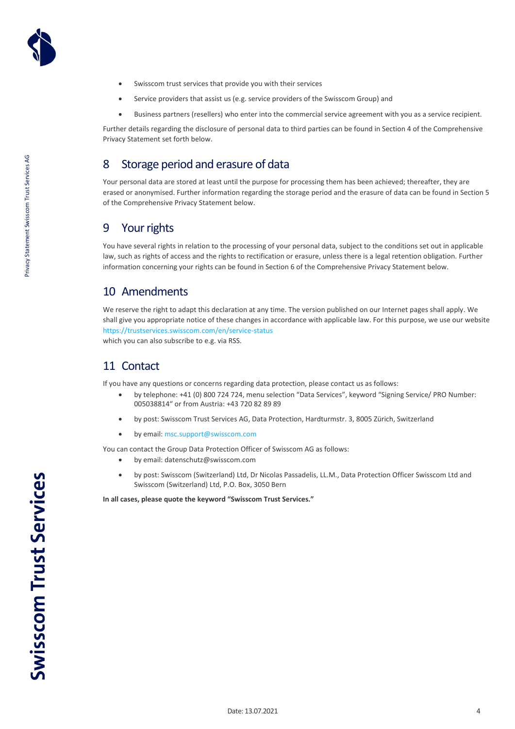- Swisscom trust services that provide you with their services
- Service providers that assist us (e.g. service providers of the Swisscom Group) and
- Business partners (resellers) who enter into the commercial service agreement with you as a service recipient.

Further details regarding the disclosure of personal data to third parties can be found in Section 4 of the Comprehensive Privacy Statement set forth below.

## 8 Storage period and erasure of data

Your personal data are stored at least until the purpose for processing them has been achieved; thereafter, they are erased or anonymised. Further information regarding the storage period and the erasure of data can be found in Section 5 of the Comprehensive Privacy Statement below.

## 9 Your rights

You have several rights in relation to the processing of your personal data, subject to the conditions set out in applicable law, such as rights of access and the rights to rectification or erasure, unless there is a legal retention obligation. Further information concerning your rights can be found in Section 6 of the Comprehensive Privacy Statement below.

## 10 Amendments

We reserve the right to adapt this declaration at any time. The version published on our Internet pages shall apply. We shall give you appropriate notice of these changes in accordance with applicable law. For this purpose, we use our website https://trustservices.swisscom.com/en/service-status
which you can also subscribe to e.g. via RSS.

## 11 Contact

If you have any questions or concerns regarding data protection, please contact us as follows:

- by telephone: +41 (0) 800 724 724, menu selection "Data Services", keyword "Signing Service/ PRO Number: 005038814" or from Austria: +43 720 82 89 89
- by post: Swisscom Trust Services AG, Data Protection, Hardturmstr. 3, 8005 Zürich, Switzerland
- by email: msc.support@swisscom.com

You can contact the Group Data Protection Officer of Swisscom AG as follows:

- by email: datenschutz@swisscom.com
- by post: Swisscom (Switzerland) Ltd, Dr Nicolas Passadelis, LL.M., Data Protection Officer Swisscom Ltd and Swisscom (Switzerland) Ltd, P.O. Box, 3050 Bern

**In all cases, please quote the keyword "Swisscom Trust Services."**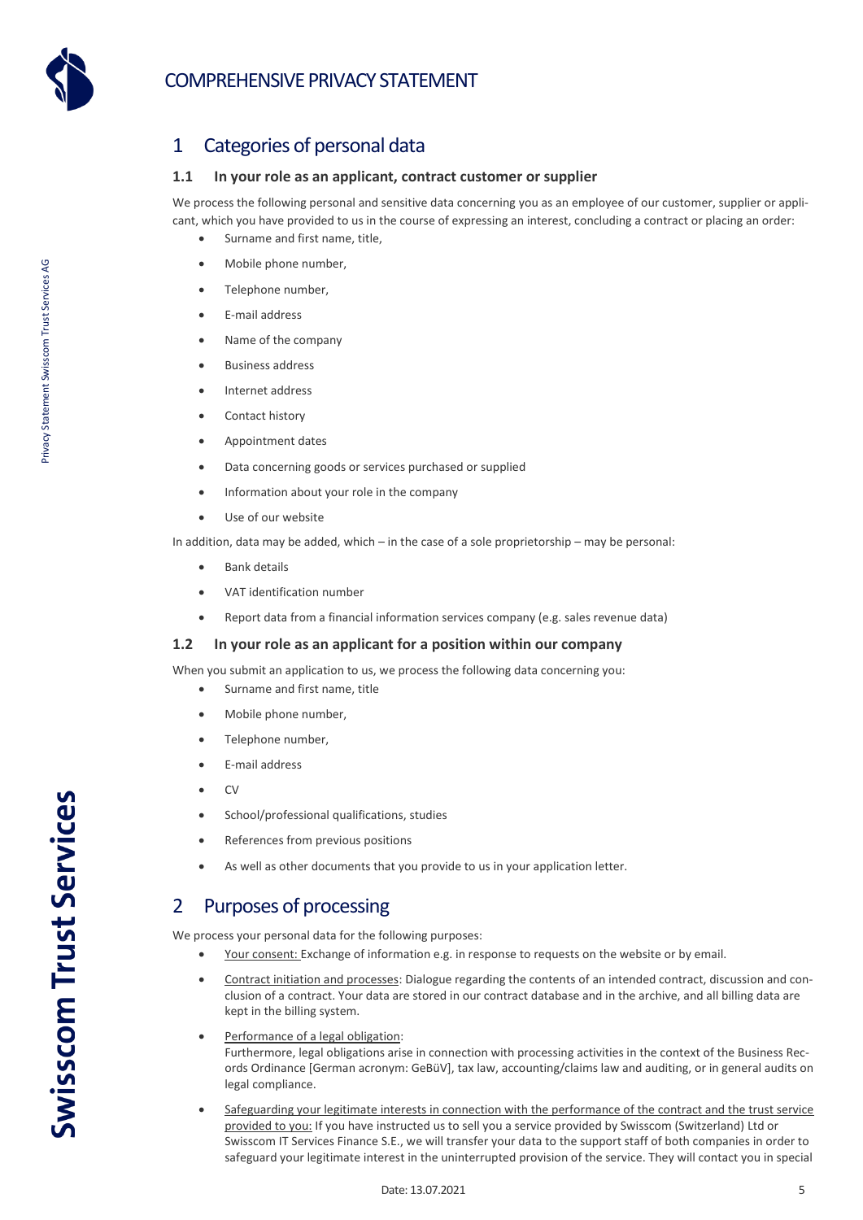# COMPREHENSIVE PRIVACY STATEMENT

## 1 Categories of personal data

### 1.1 In your role as an applicant, contract customer or supplier

We process the following personal and sensitive data concerning you as an employee of our customer, supplier or applicant, which you have provided to us in the course of expressing an interest, concluding a contract or placing an order:

- Surname and first name, title,
- Mobile phone number,
- Telephone number,
- E-mail address
- Name of the company
- Business address
- Internet address
- Contact history
- Appointment dates
- Data concerning goods or services purchased or supplied
- Information about your role in the company
- Use of our website

In addition, data may be added, which – in the case of a sole proprietorship – may be personal:

- Bank details
- VAT identification number
- Report data from a financial information services company (e.g. sales revenue data)

### 1.2 In your role as an applicant for a position within our company

When you submit an application to us, we process the following data concerning you:

- Surname and first name, title
- Mobile phone number,
- Telephone number,
- E-mail address
- CV
- School/professional qualifications, studies
- References from previous positions
- As well as other documents that you provide to us in your application letter.

## 2 Purposes of processing

We process your personal data for the following purposes:

- Your consent: Exchange of information e.g. in response to requests on the website or by email.
- Contract initiation and processes: Dialogue regarding the contents of an intended contract, discussion and conclusion of a contract. Your data are stored in our contract database and in the archive, and all billing data are kept in the billing system.
- Performance of a legal obligation:
  Furthermore, legal obligations arise in connection with processing activities in the context of the Business Records Ordinance [German acronym: GeBüV], tax law, accounting/claims law and auditing, or in general audits on legal compliance.
- Safeguarding your legitimate interests in connection with the performance of the contract and the trust service provided to you: If you have instructed us to sell you a service provided by Swisscom (Switzerland) Ltd or Swisscom IT Services Finance S.E., we will transfer your data to the support staff of both companies in order to safeguard your legitimate interest in the uninterrupted provision of the service. They will contact you in special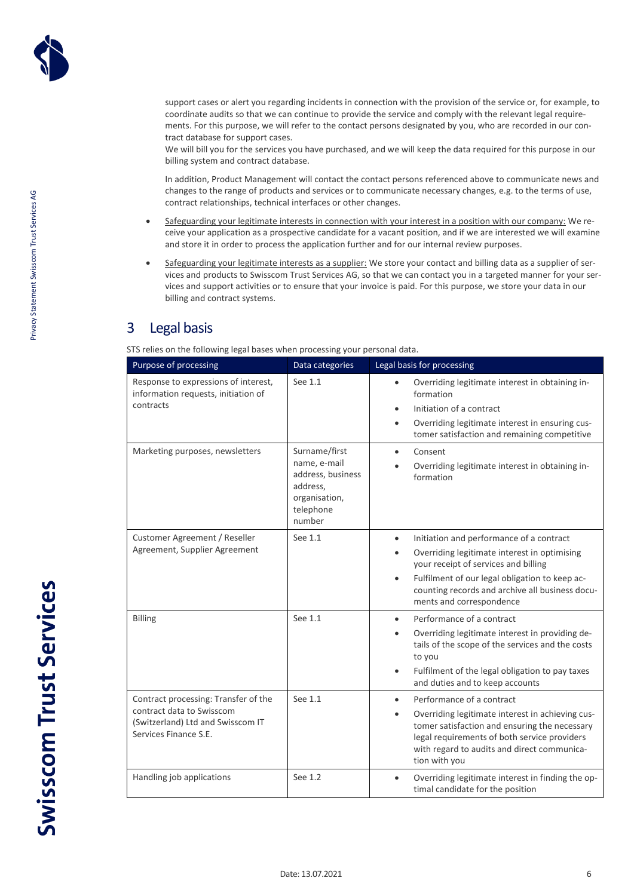support cases or alert you regarding incidents in connection with the provision of the service or, for example, to coordinate audits so that we can continue to provide the service and comply with the relevant legal requirements. For this purpose, we will refer to the contact persons designated by you, who are recorded in our contract database for support cases.
We will bill you for the services you have purchased, and we will keep the data required for this purpose in our billing system and contract database.

In addition, Product Management will contact the contact persons referenced above to communicate news and changes to the range of products and services or to communicate necessary changes, e.g. to the terms of use, contract relationships, technical interfaces or other changes.

- Safeguarding your legitimate interests in connection with your interest in a position with our company: We receive your application as a prospective candidate for a vacant position, and if we are interested we will examine and store it in order to process the application further and for our internal review purposes.
- Safeguarding your legitimate interests as a supplier: We store your contact and billing data as a supplier of services and products to Swisscom Trust Services AG, so that we can contact you in a targeted manner for your services and support activities or to ensure that your invoice is paid. For this purpose, we store your data in our billing and contract systems.

# 3 Legal basis

STS relies on the following legal bases when processing your personal data.

| Purpose of processing | Data categories | Legal basis for processing |
| --- | --- | --- |
| Response to expressions of interest, information requests, initiation of contracts | See 1.1 | • Overriding legitimate interest in obtaining information<br>• Initiation of a contract<br>• Overriding legitimate interest in ensuring customer satisfaction and remaining competitive |
| Marketing purposes, newsletters | Surname/first name, e-mail address, business address, organisation, telephone number | • Consent<br>• Overriding legitimate interest in obtaining information |
| Customer Agreement / Reseller Agreement, Supplier Agreement | See 1.1 | • Initiation and performance of a contract<br>• Overriding legitimate interest in optimising your receipt of services and billing<br>• Fulfilment of our legal obligation to keep accounting records and archive all business documents and correspondence |
| Billing | See 1.1 | • Performance of a contract<br>• Overriding legitimate interest in providing details of the scope of the services and the costs to you<br>• Fulfilment of the legal obligation to pay taxes and duties and to keep accounts |
| Contract processing: Transfer of the contract data to Swisscom (Switzerland) Ltd and Swisscom IT Services Finance S.E. | See 1.1 | • Performance of a contract<br>• Overriding legitimate interest in achieving customer satisfaction and ensuring the necessary legal requirements of both service providers with regard to audits and direct communication with you |
| Handling job applications | See 1.2 | • Overriding legitimate interest in finding the optimal candidate for the position |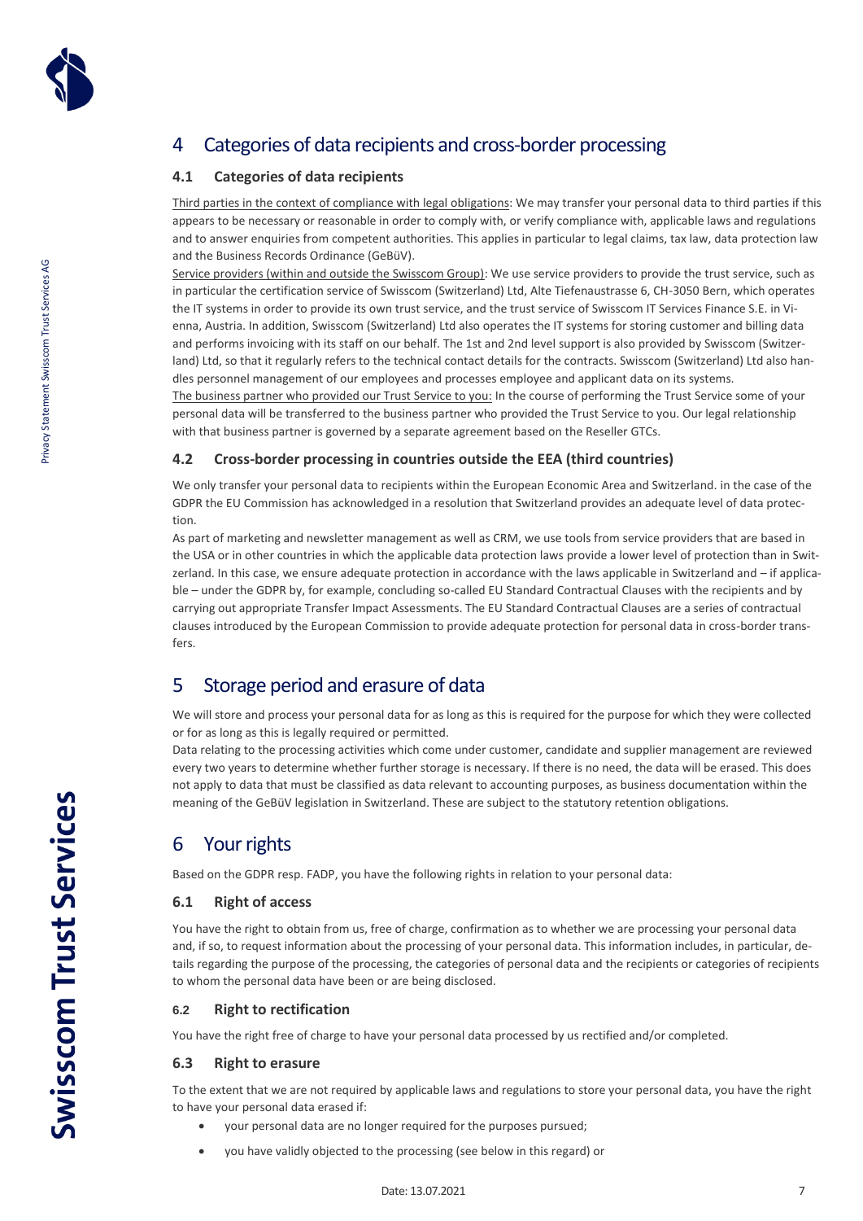# 4 Categories of data recipients and cross-border processing

## 4.1 Categories of data recipients

Third parties in the context of compliance with legal obligations: We may transfer your personal data to third parties if this appears to be necessary or reasonable in order to comply with, or verify compliance with, applicable laws and regulations and to answer enquiries from competent authorities. This applies in particular to legal claims, tax law, data protection law and the Business Records Ordinance (GeBüV).

Service providers (within and outside the Swisscom Group): We use service providers to provide the trust service, such as in particular the certification service of Swisscom (Switzerland) Ltd, Alte Tiefenaustrasse 6, CH-3050 Bern, which operates the IT systems in order to provide its own trust service, and the trust service of Swisscom IT Services Finance S.E. in Vienna, Austria. In addition, Swisscom (Switzerland) Ltd also operates the IT systems for storing customer and billing data and performs invoicing with its staff on our behalf. The 1st and 2nd level support is also provided by Swisscom (Switzerland) Ltd, so that it regularly refers to the technical contact details for the contracts. Swisscom (Switzerland) Ltd also handles personnel management of our employees and processes employee and applicant data on its systems.

The business partner who provided our Trust Service to you: In the course of performing the Trust Service some of your personal data will be transferred to the business partner who provided the Trust Service to you. Our legal relationship with that business partner is governed by a separate agreement based on the Reseller GTCs.

## 4.2 Cross-border processing in countries outside the EEA (third countries)

We only transfer your personal data to recipients within the European Economic Area and Switzerland. in the case of the GDPR the EU Commission has acknowledged in a resolution that Switzerland provides an adequate level of data protection.

As part of marketing and newsletter management as well as CRM, we use tools from service providers that are based in the USA or in other countries in which the applicable data protection laws provide a lower level of protection than in Switzerland. In this case, we ensure adequate protection in accordance with the laws applicable in Switzerland and – if applicable – under the GDPR by, for example, concluding so-called EU Standard Contractual Clauses with the recipients and by carrying out appropriate Transfer Impact Assessments. The EU Standard Contractual Clauses are a series of contractual clauses introduced by the European Commission to provide adequate protection for personal data in cross-border transfers.

# 5 Storage period and erasure of data

We will store and process your personal data for as long as this is required for the purpose for which they were collected or for as long as this is legally required or permitted.

Data relating to the processing activities which come under customer, candidate and supplier management are reviewed every two years to determine whether further storage is necessary. If there is no need, the data will be erased. This does not apply to data that must be classified as data relevant to accounting purposes, as business documentation within the meaning of the GeBüV legislation in Switzerland. These are subject to the statutory retention obligations.

# 6 Your rights

Based on the GDPR resp. FADP, you have the following rights in relation to your personal data:

## 6.1 Right of access

You have the right to obtain from us, free of charge, confirmation as to whether we are processing your personal data and, if so, to request information about the processing of your personal data. This information includes, in particular, details regarding the purpose of the processing, the categories of personal data and the recipients or categories of recipients to whom the personal data have been or are being disclosed.

## 6.2 Right to rectification

You have the right free of charge to have your personal data processed by us rectified and/or completed.

## 6.3 Right to erasure

To the extent that we are not required by applicable laws and regulations to store your personal data, you have the right to have your personal data erased if:

- your personal data are no longer required for the purposes pursued;
- you have validly objected to the processing (see below in this regard) or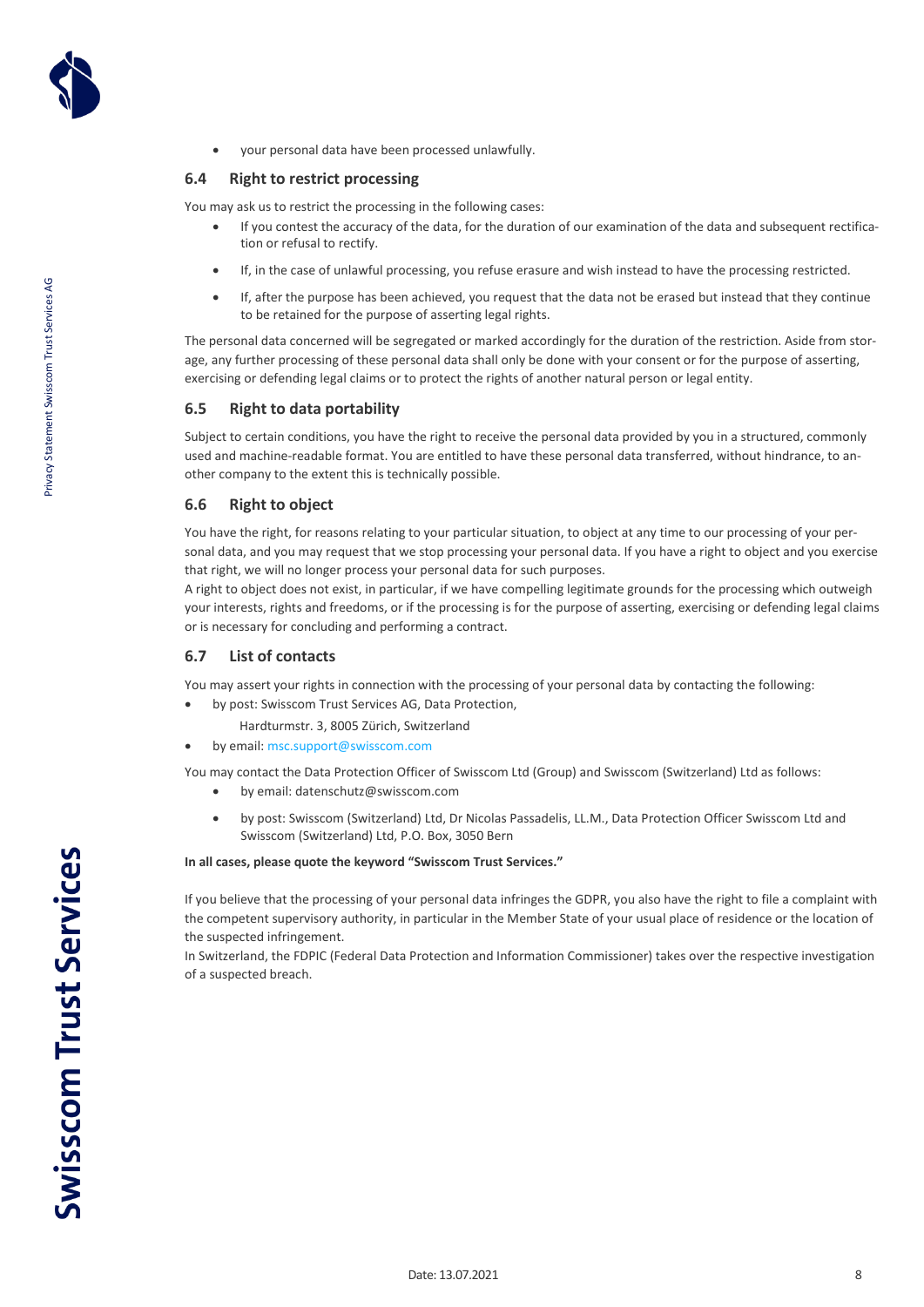- your personal data have been processed unlawfully.

### 6.4 Right to restrict processing

You may ask us to restrict the processing in the following cases:

- If you contest the accuracy of the data, for the duration of our examination of the data and subsequent rectification or refusal to rectify.
- If, in the case of unlawful processing, you refuse erasure and wish instead to have the processing restricted.
- If, after the purpose has been achieved, you request that the data not be erased but instead that they continue to be retained for the purpose of asserting legal rights.

The personal data concerned will be segregated or marked accordingly for the duration of the restriction. Aside from storage, any further processing of these personal data shall only be done with your consent or for the purpose of asserting, exercising or defending legal claims or to protect the rights of another natural person or legal entity.

### 6.5 Right to data portability

Subject to certain conditions, you have the right to receive the personal data provided by you in a structured, commonly used and machine-readable format. You are entitled to have these personal data transferred, without hindrance, to another company to the extent this is technically possible.

### 6.6 Right to object

You have the right, for reasons relating to your particular situation, to object at any time to our processing of your personal data, and you may request that we stop processing your personal data. If you have a right to object and you exercise that right, we will no longer process your personal data for such purposes.
A right to object does not exist, in particular, if we have compelling legitimate grounds for the processing which outweigh your interests, rights and freedoms, or if the processing is for the purpose of asserting, exercising or defending legal claims or is necessary for concluding and performing a contract.

### 6.7 List of contacts

You may assert your rights in connection with the processing of your personal data by contacting the following:

- by post: Swisscom Trust Services AG, Data Protection,
  Hardturmstr. 3, 8005 Zürich, Switzerland
- by email: msc.support@swisscom.com

You may contact the Data Protection Officer of Swisscom Ltd (Group) and Swisscom (Switzerland) Ltd as follows:

- by email: datenschutz@swisscom.com
- by post: Swisscom (Switzerland) Ltd, Dr Nicolas Passadelis, LL.M., Data Protection Officer Swisscom Ltd and Swisscom (Switzerland) Ltd, P.O. Box, 3050 Bern

**In all cases, please quote the keyword "Swisscom Trust Services."**

If you believe that the processing of your personal data infringes the GDPR, you also have the right to file a complaint with the competent supervisory authority, in particular in the Member State of your usual place of residence or the location of the suspected infringement.
In Switzerland, the FDPIC (Federal Data Protection and Information Commissioner) takes over the respective investigation of a suspected breach.